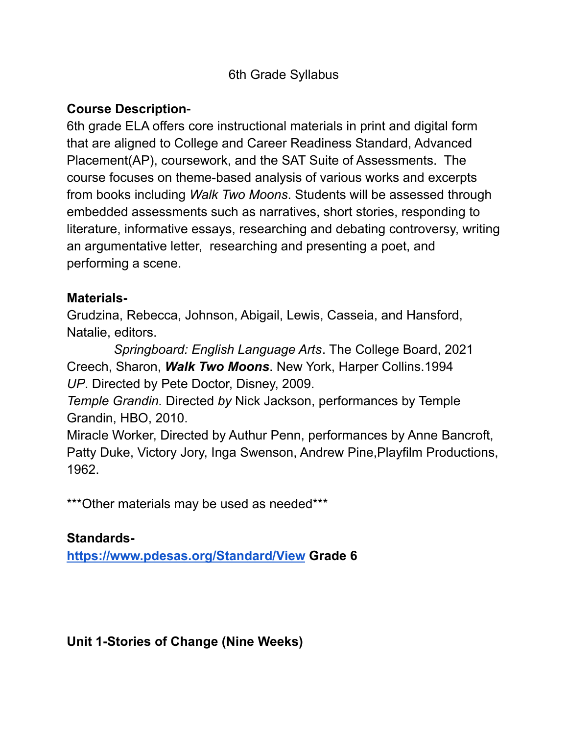# 6th Grade Syllabus

**Course Description**-
6th grade ELA offers core instructional materials in print and digital form that are aligned to College and Career Readiness Standard, Advanced Placement(AP), coursework, and the SAT Suite of Assessments. The course focuses on theme-based analysis of various works and excerpts from books including *Walk Two Moons*. Students will be assessed through embedded assessments such as narratives, short stories, responding to literature, informative essays, researching and debating controversy, writing an argumentative letter, researching and presenting a poet, and performing a scene.

**Materials-**
Grudzina, Rebecca, Johnson, Abigail, Lewis, Casseia, and Hansford, Natalie, editors.
*Springboard: English Language Arts*. The College Board, 2021
Creech, Sharon, ***Walk Two Moons***. New York, Harper Collins.1994
*UP*. Directed by Pete Doctor, Disney, 2009.
*Temple Grandin.* Directed *by* Nick Jackson, performances by Temple Grandin, HBO, 2010.
Miracle Worker, Directed by Authur Penn, performances by Anne Bancroft, Patty Duke, Victory Jory, Inga Swenson, Andrew Pine,Playfilm Productions, 1962.

***Other materials may be used as needed***

**Standards-**
**[https://www.pdesas.org/Standard/View](https://www.pdesas.org/Standard/View) Grade 6**

**Unit 1-Stories of Change (Nine Weeks)**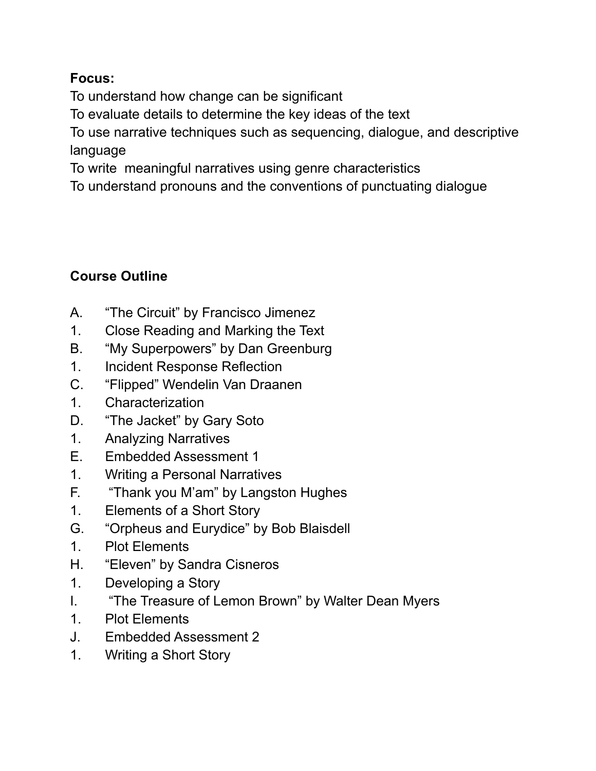**Focus:**

To understand how change can be significant
To evaluate details to determine the key ideas of the text
To use narrative techniques such as sequencing, dialogue, and descriptive language
To write meaningful narratives using genre characteristics
To understand pronouns and the conventions of punctuating dialogue

**Course Outline**

A. “The Circuit” by Francisco Jimenez
1. Close Reading and Marking the Text
B. “My Superpowers” by Dan Greenburg
1. Incident Response Reflection
C. “Flipped” Wendelin Van Draanen
1. Characterization
D. “The Jacket” by Gary Soto
1. Analyzing Narratives
E. Embedded Assessment 1
1. Writing a Personal Narratives
F. “Thank you M’am” by Langston Hughes
1. Elements of a Short Story
G. “Orpheus and Eurydice” by Bob Blaisdell
1. Plot Elements
H. “Eleven” by Sandra Cisneros
1. Developing a Story
I. “The Treasure of Lemon Brown” by Walter Dean Myers
1. Plot Elements
J. Embedded Assessment 2
1. Writing a Short Story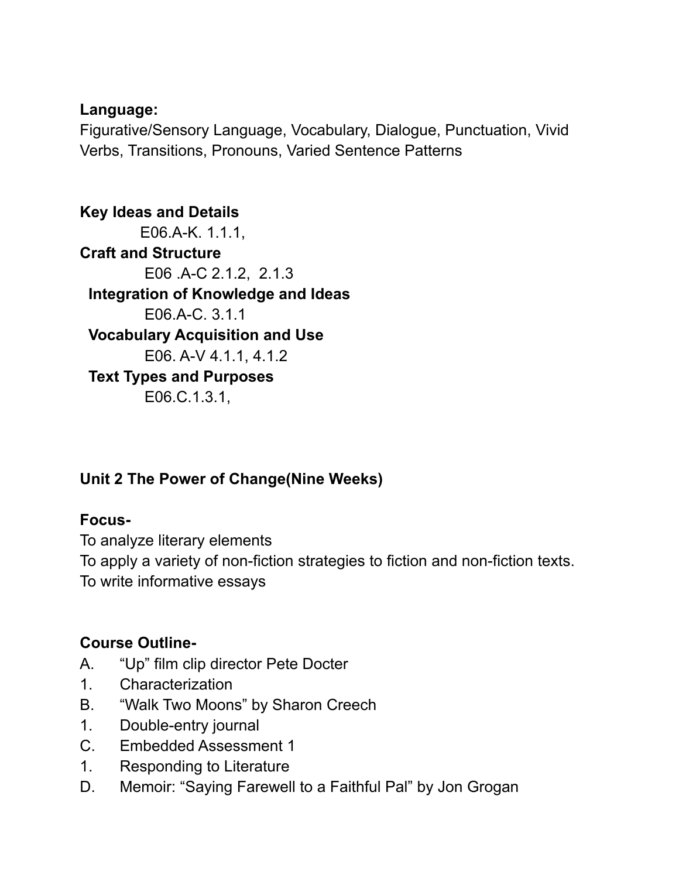**Language:**
Figurative/Sensory Language, Vocabulary, Dialogue, Punctuation, Vivid Verbs, Transitions, Pronouns, Varied Sentence Patterns

**Key Ideas and Details**
E06.A-K. 1.1.1,
**Craft and Structure**
E06 .A-C 2.1.2, 2.1.3
**Integration of Knowledge and Ideas**
E06.A-C. 3.1.1
**Vocabulary Acquisition and Use**
E06. A-V 4.1.1, 4.1.2
**Text Types and Purposes**
E06.C.1.3.1,

**Unit 2 The Power of Change(Nine Weeks)**

**Focus-**
To analyze literary elements
To apply a variety of non-fiction strategies to fiction and non-fiction texts.
To write informative essays

**Course Outline-**

A. "Up" film clip director Pete Docter
1. Characterization
B. "Walk Two Moons" by Sharon Creech
1. Double-entry journal
C. Embedded Assessment 1
1. Responding to Literature
D. Memoir: "Saying Farewell to a Faithful Pal" by Jon Grogan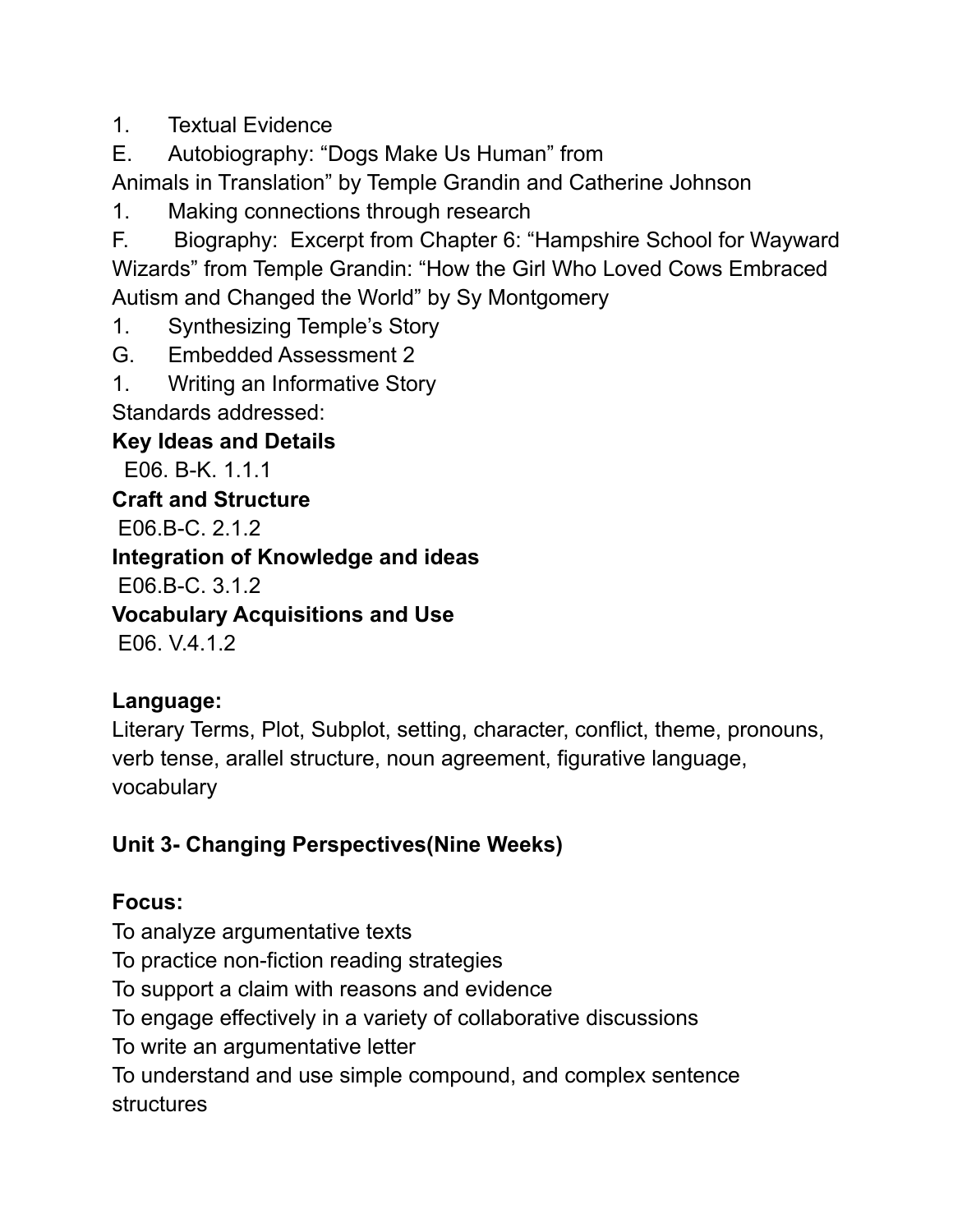1. Textual Evidence

E. Autobiography: “Dogs Make Us Human” from Animals in Translation” by Temple Grandin and Catherine Johnson

1. Making connections through research

F. Biography: Excerpt from Chapter 6: “Hampshire School for Wayward Wizards” from Temple Grandin: “How the Girl Who Loved Cows Embraced Autism and Changed the World” by Sy Montgomery

1. Synthesizing Temple’s Story

G. Embedded Assessment 2

1. Writing an Informative Story

Standards addressed:

**Key Ideas and Details**

E06. B-K. 1.1.1

**Craft and Structure**

E06.B-C. 2.1.2

**Integration of Knowledge and ideas**

E06.B-C. 3.1.2

**Vocabulary Acquisitions and Use**

E06. V.4.1.2

**Language:**

Literary Terms, Plot, Subplot, setting, character, conflict, theme, pronouns, verb tense, arallel structure, noun agreement, figurative language, vocabulary

**Unit 3- Changing Perspectives(Nine Weeks)**

**Focus:**

To analyze argumentative texts

To practice non-fiction reading strategies

To support a claim with reasons and evidence

To engage effectively in a variety of collaborative discussions

To write an argumentative letter

To understand and use simple compound, and complex sentence structures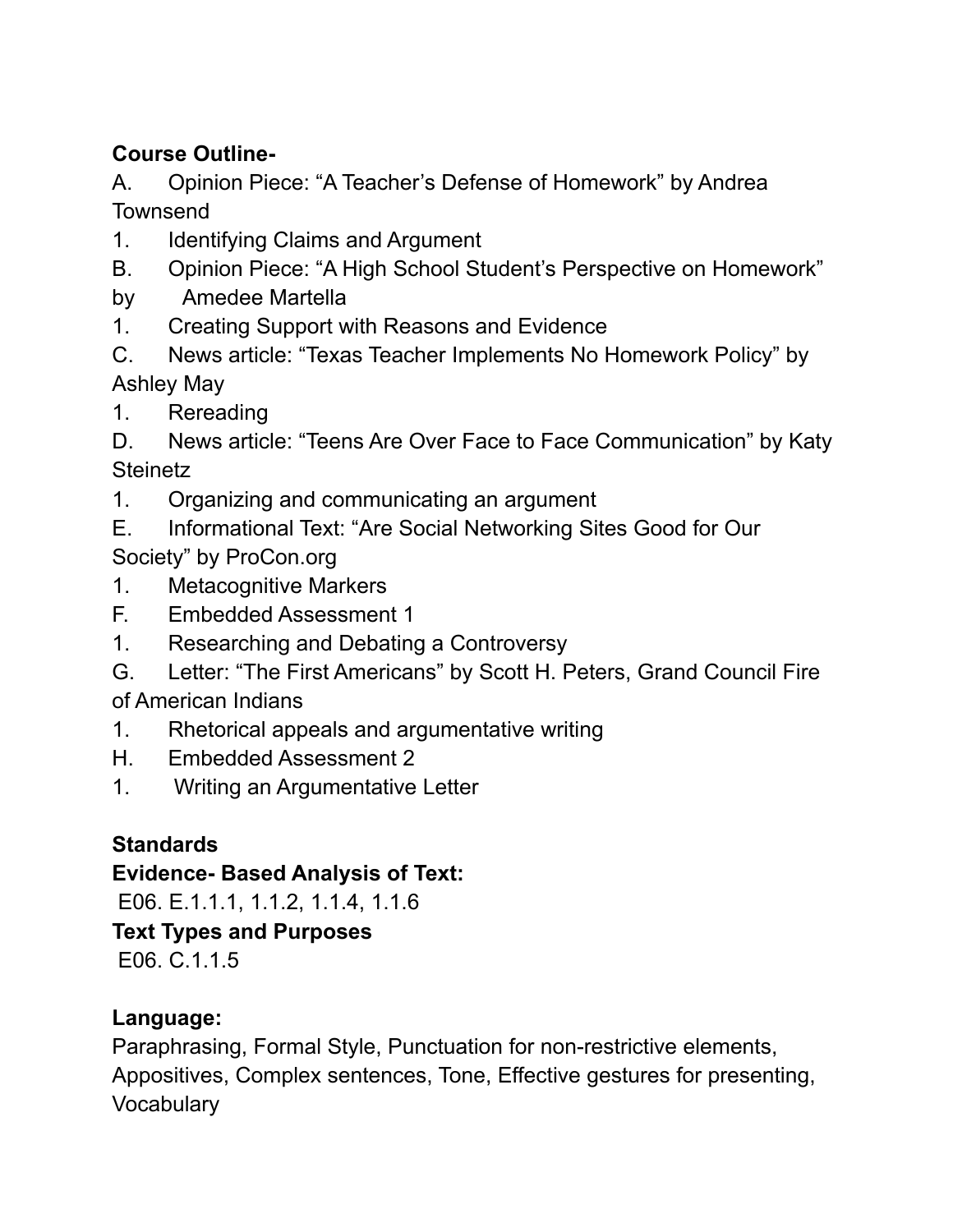**Course Outline-**

A. Opinion Piece: "A Teacher's Defense of Homework" by Andrea Townsend

1. Identifying Claims and Argument

B. Opinion Piece: "A High School Student's Perspective on Homework" by Amedee Martella

1. Creating Support with Reasons and Evidence

C. News article: "Texas Teacher Implements No Homework Policy" by Ashley May

1. Rereading

D. News article: "Teens Are Over Face to Face Communication" by Katy Steinetz

1. Organizing and communicating an argument

E. Informational Text: "Are Social Networking Sites Good for Our Society" by ProCon.org

1. Metacognitive Markers

F. Embedded Assessment 1

1. Researching and Debating a Controversy

G. Letter: "The First Americans" by Scott H. Peters, Grand Council Fire of American Indians

1. Rhetorical appeals and argumentative writing

H. Embedded Assessment 2

1. Writing an Argumentative Letter

**Standards**

**Evidence- Based Analysis of Text:**

E06. E.1.1.1, 1.1.2, 1.1.4, 1.1.6

**Text Types and Purposes**

E06. C.1.1.5

**Language:**

Paraphrasing, Formal Style, Punctuation for non-restrictive elements, Appositives, Complex sentences, Tone, Effective gestures for presenting, Vocabulary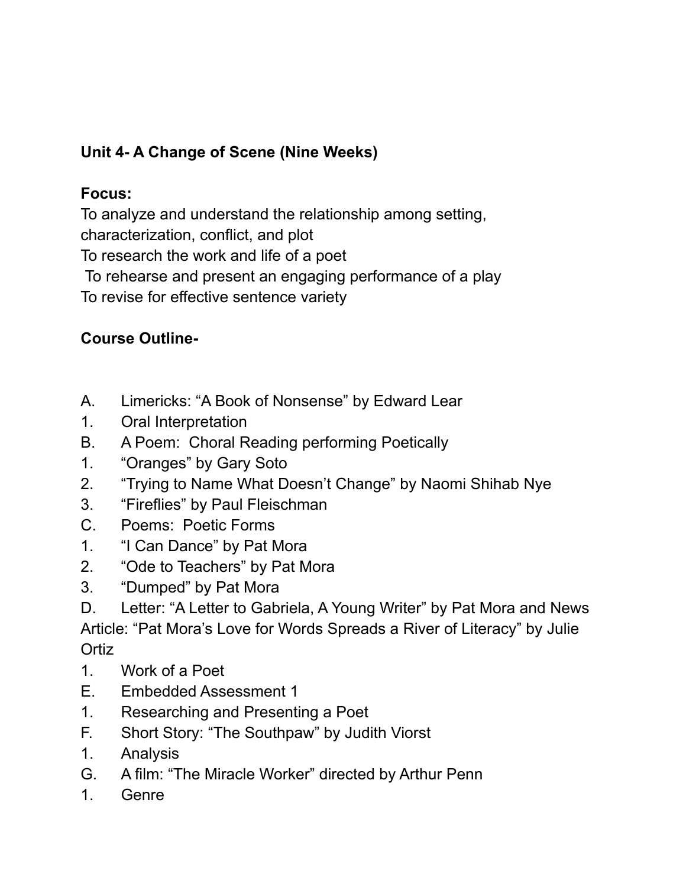**Unit 4- A Change of Scene (Nine Weeks)**

**Focus:**

To analyze and understand the relationship among setting, characterization, conflict, and plot
To research the work and life of a poet
To rehearse and present an engaging performance of a play
To revise for effective sentence variety

**Course Outline-**

A. Limericks: "A Book of Nonsense" by Edward Lear
1. Oral Interpretation
B. A Poem: Choral Reading performing Poetically
1. "Oranges" by Gary Soto
2. "Trying to Name What Doesn't Change" by Naomi Shihab Nye
3. "Fireflies" by Paul Fleischman
C. Poems: Poetic Forms
1. "I Can Dance" by Pat Mora
2. "Ode to Teachers" by Pat Mora
3. "Dumped" by Pat Mora
D. Letter: "A Letter to Gabriela, A Young Writer" by Pat Mora and News Article: "Pat Mora's Love for Words Spreads a River of Literacy" by Julie Ortiz
1. Work of a Poet
E. Embedded Assessment 1
1. Researching and Presenting a Poet
F. Short Story: "The Southpaw" by Judith Viorst
1. Analysis
G. A film: "The Miracle Worker" directed by Arthur Penn
1. Genre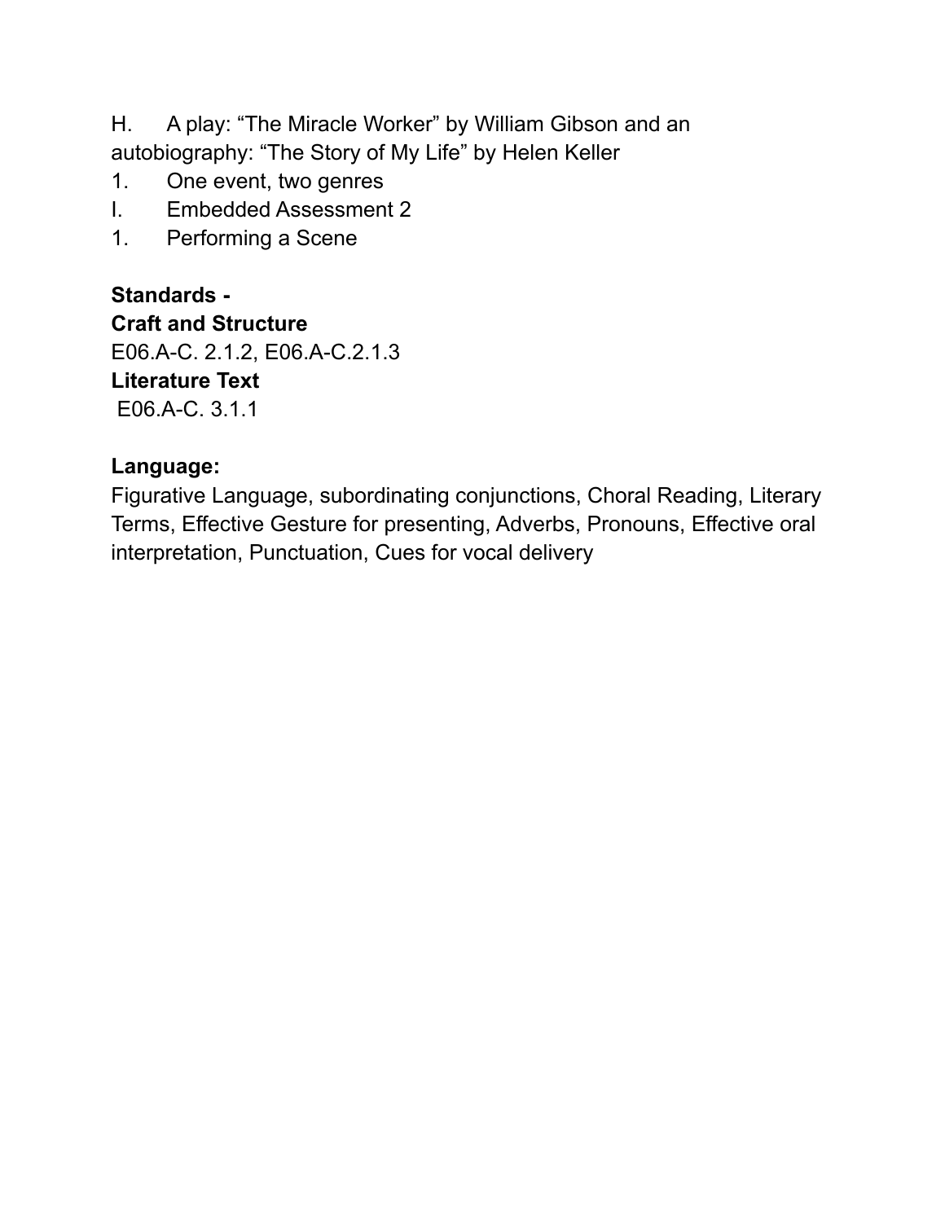H. A play: “The Miracle Worker” by William Gibson and an autobiography: “The Story of My Life” by Helen Keller

1. One event, two genres

I. Embedded Assessment 2

1. Performing a Scene

**Standards -**

**Craft and Structure**

E06.A-C. 2.1.2, E06.A-C.2.1.3

**Literature Text**

E06.A-C. 3.1.1

**Language:**

Figurative Language, subordinating conjunctions, Choral Reading, Literary Terms, Effective Gesture for presenting, Adverbs, Pronouns, Effective oral interpretation, Punctuation, Cues for vocal delivery